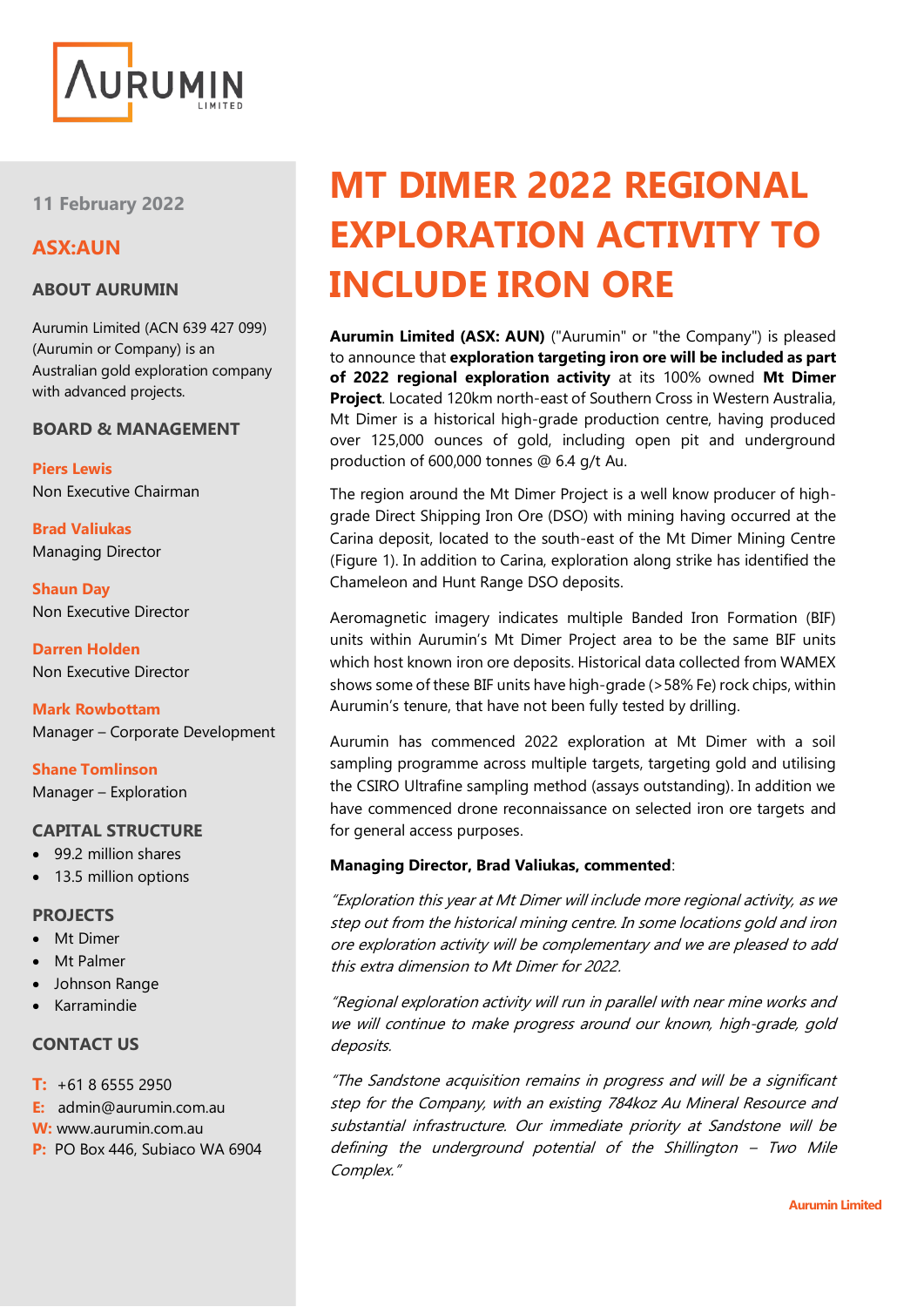**AURUMIN LIMITED**

11 February 2022

## ASX:AUN

### ABOUT AURUMIN

Aurumin Limited (ACN 639 427 099) (Aurumin or Company) is an Australian gold exploration company with advanced projects.

### BOARD & MANAGEMENT

**Piers Lewis**
Non Executive Chairman

**Brad Valiukas**
Managing Director

**Shaun Day**
Non Executive Director

**Darren Holden**
Non Executive Director

**Mark Rowbottam**
Manager – Corporate Development

**Shane Tomlinson**
Manager – Exploration

### CAPITAL STRUCTURE

- 99.2 million shares
- 13.5 million options

### PROJECTS

- Mt Dimer
- Mt Palmer
- Johnson Range
- Karramindie

### CONTACT US

**T:** +61 8 6555 2950
**E:** admin@aurumin.com.au
**W:** www.aurumin.com.au
**P:** PO Box 446, Subiaco WA 6904

# MT DIMER 2022 REGIONAL EXPLORATION ACTIVITY TO INCLUDE IRON ORE

**Aurumin Limited (ASX: AUN)** ("Aurumin" or "the Company") is pleased to announce that **exploration targeting iron ore will be included as part of 2022 regional exploration activity** at its 100% owned **Mt Dimer Project**. Located 120km north-east of Southern Cross in Western Australia, Mt Dimer is a historical high-grade production centre, having produced over 125,000 ounces of gold, including open pit and underground production of 600,000 tonnes @ 6.4 g/t Au.

The region around the Mt Dimer Project is a well know producer of high-grade Direct Shipping Iron Ore (DSO) with mining having occurred at the Carina deposit, located to the south-east of the Mt Dimer Mining Centre (Figure 1). In addition to Carina, exploration along strike has identified the Chameleon and Hunt Range DSO deposits.

Aeromagnetic imagery indicates multiple Banded Iron Formation (BIF) units within Aurumin's Mt Dimer Project area to be the same BIF units which host known iron ore deposits. Historical data collected from WAMEX shows some of these BIF units have high-grade (>58% Fe) rock chips, within Aurumin's tenure, that have not been fully tested by drilling.

Aurumin has commenced 2022 exploration at Mt Dimer with a soil sampling programme across multiple targets, targeting gold and utilising the CSIRO Ultrafine sampling method (assays outstanding). In addition we have commenced drone reconnaissance on selected iron ore targets and for general access purposes.

**Managing Director, Brad Valiukas, commented**:

*"Exploration this year at Mt Dimer will include more regional activity, as we step out from the historical mining centre. In some locations gold and iron ore exploration activity will be complementary and we are pleased to add this extra dimension to Mt Dimer for 2022.*

*"Regional exploration activity will run in parallel with near mine works and we will continue to make progress around our known, high-grade, gold deposits.*

*"The Sandstone acquisition remains in progress and will be a significant step for the Company, with an existing 784koz Au Mineral Resource and substantial infrastructure. Our immediate priority at Sandstone will be defining the underground potential of the Shillington – Two Mile Complex."*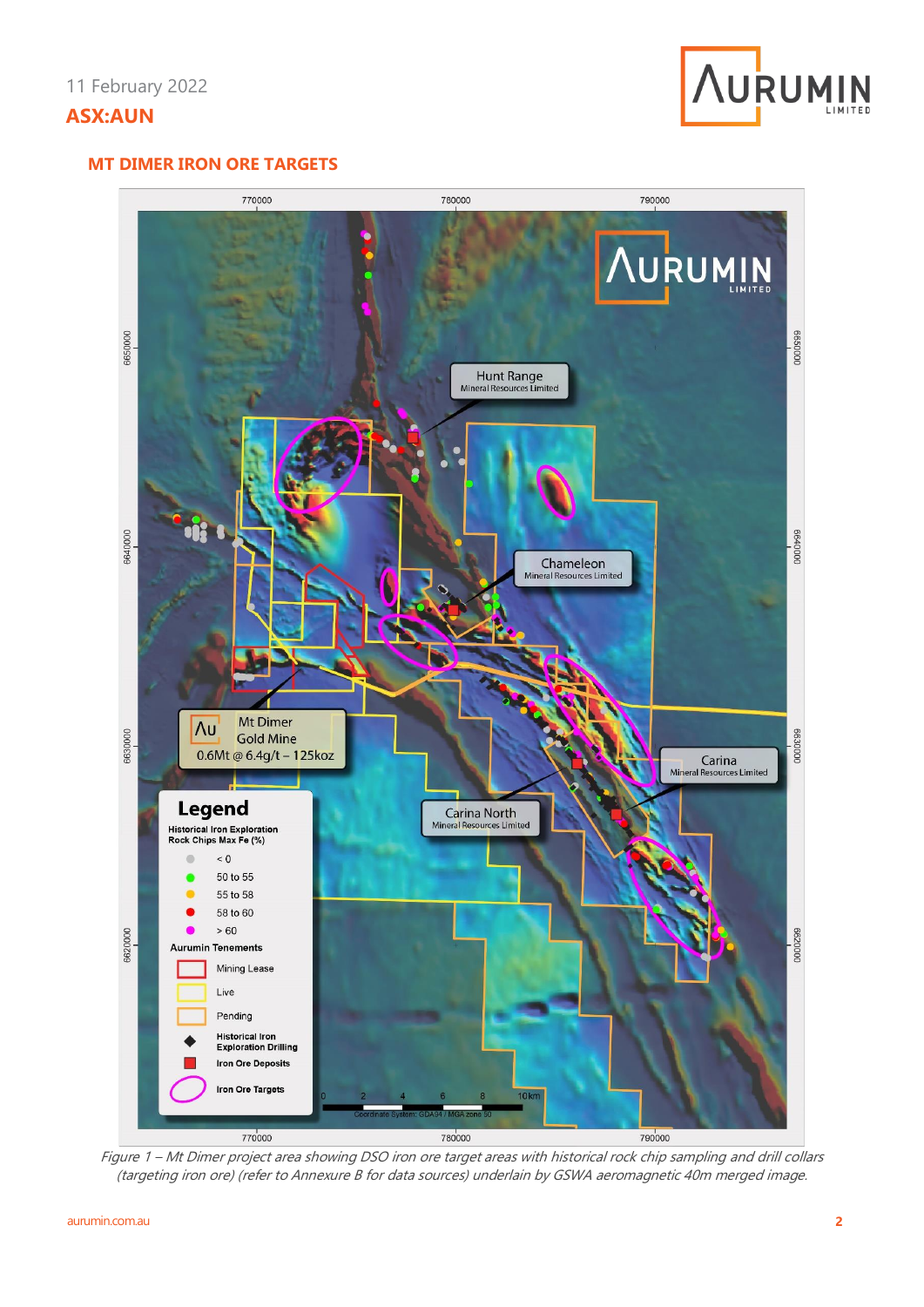## MT DIMER IRON ORE TARGETS

*Figure 1 – Mt Dimer project area showing DSO iron ore target areas with historical rock chip sampling and drill collars (targeting iron ore) (refer to Annexure B for data sources) underlain by GSWA aeromagnetic 40m merged image.*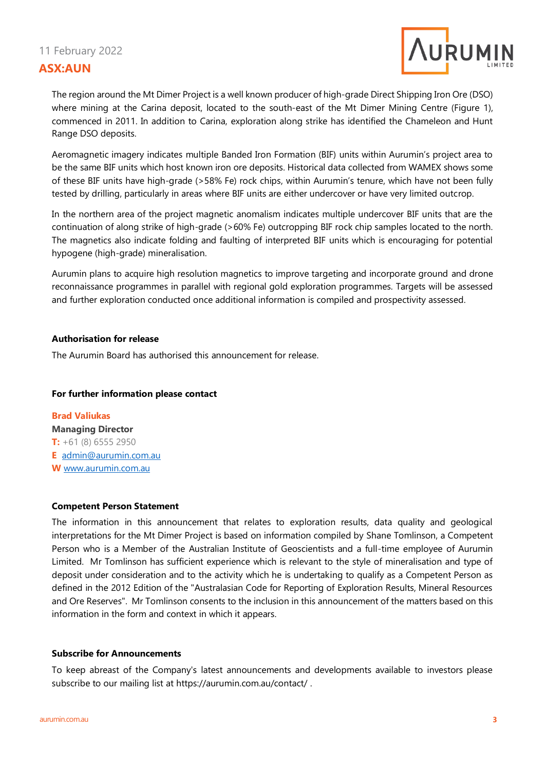The region around the Mt Dimer Project is a well known producer of high-grade Direct Shipping Iron Ore (DSO) where mining at the Carina deposit, located to the south-east of the Mt Dimer Mining Centre (Figure 1), commenced in 2011. In addition to Carina, exploration along strike has identified the Chameleon and Hunt Range DSO deposits.

Aeromagnetic imagery indicates multiple Banded Iron Formation (BIF) units within Aurumin's project area to be the same BIF units which host known iron ore deposits. Historical data collected from WAMEX shows some of these BIF units have high-grade (>58% Fe) rock chips, within Aurumin's tenure, which have not been fully tested by drilling, particularly in areas where BIF units are either undercover or have very limited outcrop.

In the northern area of the project magnetic anomalism indicates multiple undercover BIF units that are the continuation of along strike of high-grade (>60% Fe) outcropping BIF rock chip samples located to the north. The magnetics also indicate folding and faulting of interpreted BIF units which is encouraging for potential hypogene (high-grade) mineralisation.

Aurumin plans to acquire high resolution magnetics to improve targeting and incorporate ground and drone reconnaissance programmes in parallel with regional gold exploration programmes. Targets will be assessed and further exploration conducted once additional information is compiled and prospectivity assessed.

**Authorisation for release**

The Aurumin Board has authorised this announcement for release.

**For further information please contact**

**Brad Valiukas**
**Managing Director**
**T:** +61 (8) 6555 2950
**E** admin@aurumin.com.au
**W** www.aurumin.com.au

**Competent Person Statement**

The information in this announcement that relates to exploration results, data quality and geological interpretations for the Mt Dimer Project is based on information compiled by Shane Tomlinson, a Competent Person who is a Member of the Australian Institute of Geoscientists and a full-time employee of Aurumin Limited. Mr Tomlinson has sufficient experience which is relevant to the style of mineralisation and type of deposit under consideration and to the activity which he is undertaking to qualify as a Competent Person as defined in the 2012 Edition of the "Australasian Code for Reporting of Exploration Results, Mineral Resources and Ore Reserves". Mr Tomlinson consents to the inclusion in this announcement of the matters based on this information in the form and context in which it appears.

**Subscribe for Announcements**

To keep abreast of the Company's latest announcements and developments available to investors please subscribe to our mailing list at https://aurumin.com.au/contact/ .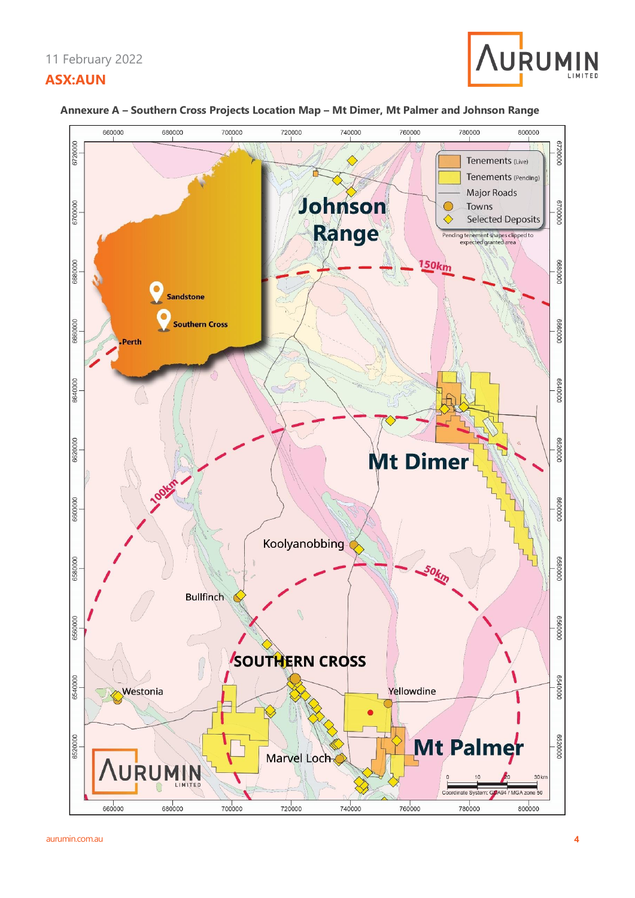**Annexure A – Southern Cross Projects Location Map – Mt Dimer, Mt Palmer and Johnson Range**

Johnson Range

Mt Dimer

Mt Palmer

SOUTHERN CROSS

Koolyanobbing

Bullfinch

Westonia

Yellowdine

Marvel Loch

Sandstone

Southern Cross

Perth

150km

100km

50km

Tenements (Live)

Tenements (Pending)

Major Roads

Towns

Selected Deposits

Pending tenement shapes clipped to expected granted area

0 10 20 30 km

Coordinate System: GDA94 / MGA zone 50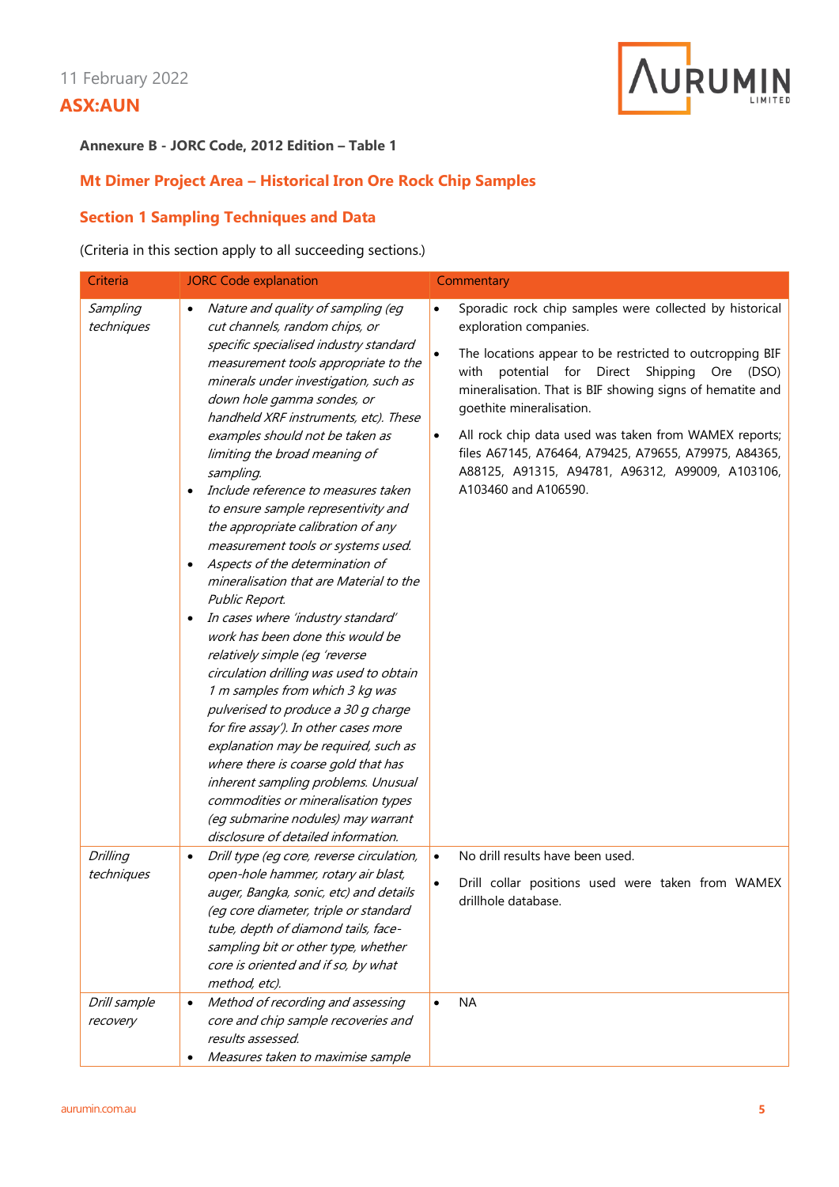**Annexure B - JORC Code, 2012 Edition – Table 1**

## Mt Dimer Project Area – Historical Iron Ore Rock Chip Samples

## Section 1 Sampling Techniques and Data

(Criteria in this section apply to all succeeding sections.)

| Criteria | JORC Code explanation | Commentary |
|---|---|---|
| *Sampling techniques* | • *Nature and quality of sampling (eg cut channels, random chips, or specific specialised industry standard measurement tools appropriate to the minerals under investigation, such as down hole gamma sondes, or handheld XRF instruments, etc). These examples should not be taken as limiting the broad meaning of sampling.*<br>• *Include reference to measures taken to ensure sample representivity and the appropriate calibration of any measurement tools or systems used.*<br>• *Aspects of the determination of mineralisation that are Material to the Public Report.*<br>• *In cases where 'industry standard' work has been done this would be relatively simple (eg 'reverse circulation drilling was used to obtain 1 m samples from which 3 kg was pulverised to produce a 30 g charge for fire assay'). In other cases more explanation may be required, such as where there is coarse gold that has inherent sampling problems. Unusual commodities or mineralisation types (eg submarine nodules) may warrant disclosure of detailed information.* | • Sporadic rock chip samples were collected by historical exploration companies.<br>• The locations appear to be restricted to outcropping BIF with potential for Direct Shipping Ore (DSO) mineralisation. That is BIF showing signs of hematite and goethite mineralisation.<br>• All rock chip data used was taken from WAMEX reports; files A67145, A76464, A79425, A79655, A79975, A84365, A88125, A91315, A94781, A96312, A99009, A103106, A103460 and A106590. |
| *Drilling techniques* | • *Drill type (eg core, reverse circulation, open-hole hammer, rotary air blast, auger, Bangka, sonic, etc) and details (eg core diameter, triple or standard tube, depth of diamond tails, face-sampling bit or other type, whether core is oriented and if so, by what method, etc).* | • No drill results have been used.<br>• Drill collar positions used were taken from WAMEX drillhole database. |
| *Drill sample recovery* | • *Method of recording and assessing core and chip sample recoveries and results assessed.*<br>• *Measures taken to maximise sample* | • NA |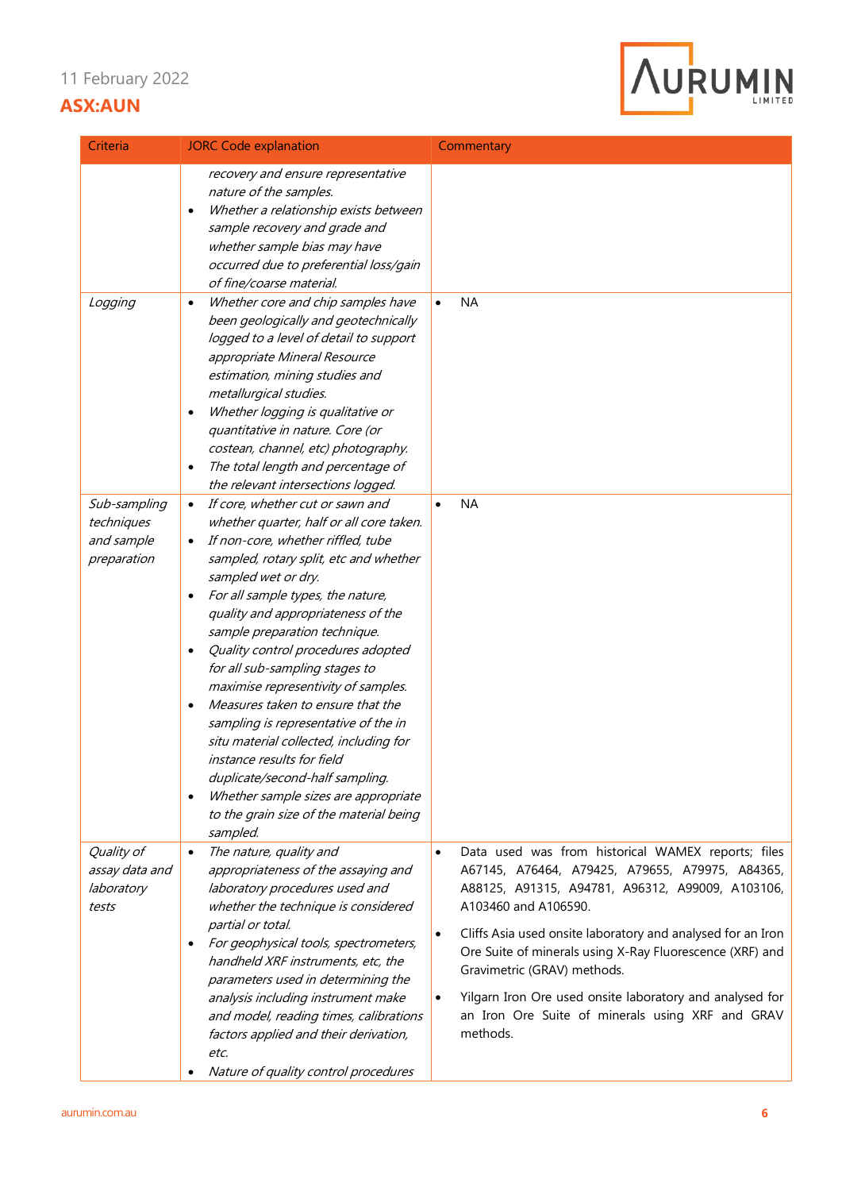| Criteria | JORC Code explanation | Commentary |
|---|---|---|
| | *recovery and ensure representative nature of the samples.*<br>• *Whether a relationship exists between sample recovery and grade and whether sample bias may have occurred due to preferential loss/gain of fine/coarse material.* | |
| *Logging* | • *Whether core and chip samples have been geologically and geotechnically logged to a level of detail to support appropriate Mineral Resource estimation, mining studies and metallurgical studies.*<br>• *Whether logging is qualitative or quantitative in nature. Core (or costean, channel, etc) photography.*<br>• *The total length and percentage of the relevant intersections logged.* | • NA |
| *Sub-sampling techniques and sample preparation* | • *If core, whether cut or sawn and whether quarter, half or all core taken.*<br>• *If non-core, whether riffled, tube sampled, rotary split, etc and whether sampled wet or dry.*<br>• *For all sample types, the nature, quality and appropriateness of the sample preparation technique.*<br>• *Quality control procedures adopted for all sub-sampling stages to maximise representivity of samples.*<br>• *Measures taken to ensure that the sampling is representative of the in situ material collected, including for instance results for field duplicate/second-half sampling.*<br>• *Whether sample sizes are appropriate to the grain size of the material being sampled.* | • NA |
| *Quality of assay data and laboratory tests* | • *The nature, quality and appropriateness of the assaying and laboratory procedures used and whether the technique is considered partial or total.*<br>• *For geophysical tools, spectrometers, handheld XRF instruments, etc, the parameters used in determining the analysis including instrument make and model, reading times, calibrations factors applied and their derivation, etc.*<br>• *Nature of quality control procedures* | • Data used was from historical WAMEX reports; files A67145, A76464, A79425, A79655, A79975, A84365, A88125, A91315, A94781, A96312, A99009, A103106, A103460 and A106590.<br>• Cliffs Asia used onsite laboratory and analysed for an Iron Ore Suite of minerals using X-Ray Fluorescence (XRF) and Gravimetric (GRAV) methods.<br>• Yilgarn Iron Ore used onsite laboratory and analysed for an Iron Ore Suite of minerals using XRF and GRAV methods. |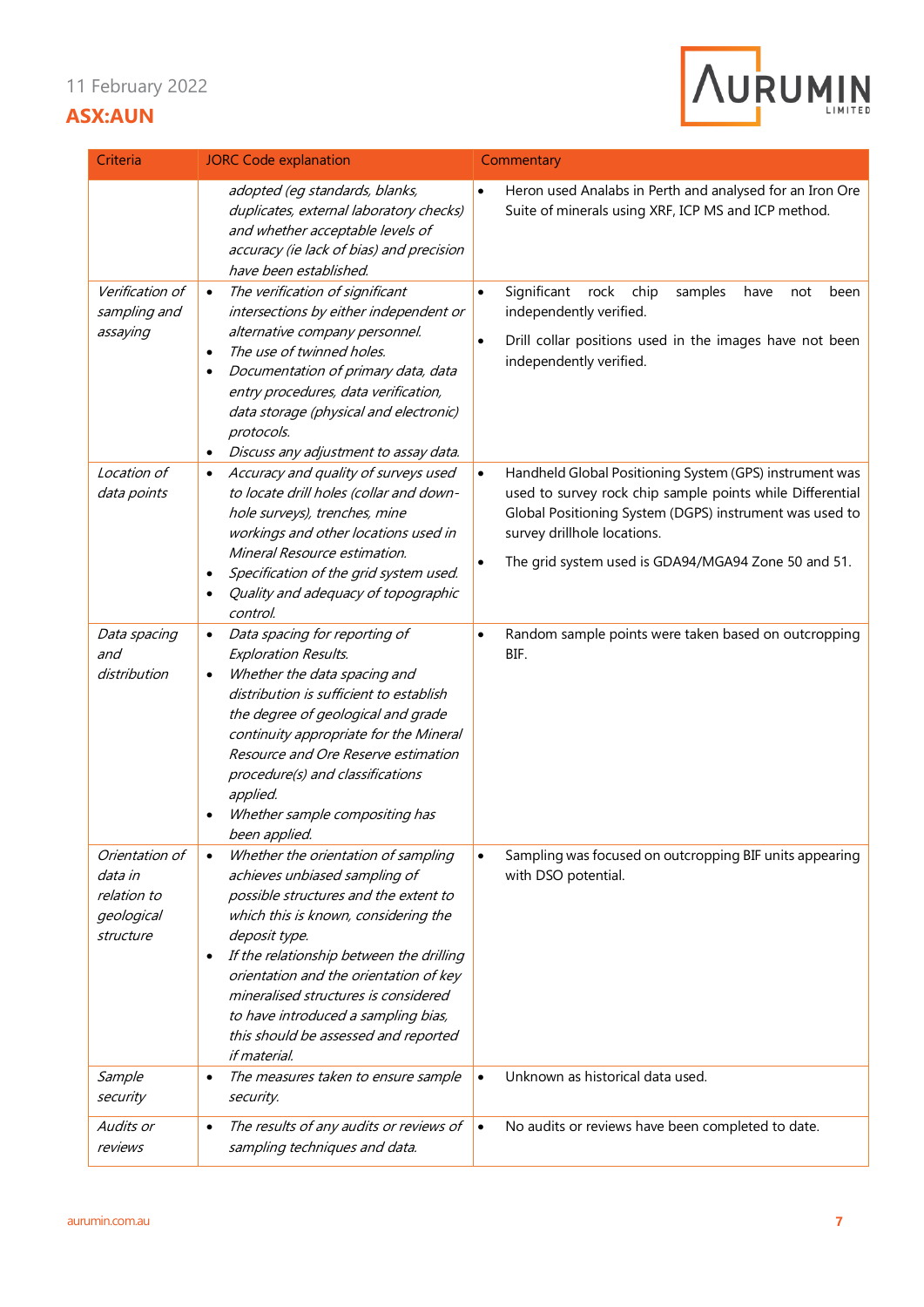| Criteria | JORC Code explanation | Commentary |
|---|---|---|
| | *adopted (eg standards, blanks, duplicates, external laboratory checks) and whether acceptable levels of accuracy (ie lack of bias) and precision have been established.* | • Heron used Analabs in Perth and analysed for an Iron Ore Suite of minerals using XRF, ICP MS and ICP method. |
| *Verification of sampling and assaying* | • *The verification of significant intersections by either independent or alternative company personnel.* <br> • *The use of twinned holes.* <br> • *Documentation of primary data, data entry procedures, data verification, data storage (physical and electronic) protocols.* <br> • *Discuss any adjustment to assay data.* | • Significant rock chip samples have not been independently verified. <br> • Drill collar positions used in the images have not been independently verified. |
| *Location of data points* | • *Accuracy and quality of surveys used to locate drill holes (collar and down-hole surveys), trenches, mine workings and other locations used in Mineral Resource estimation.* <br> • *Specification of the grid system used.* <br> • *Quality and adequacy of topographic control.* | • Handheld Global Positioning System (GPS) instrument was used to survey rock chip sample points while Differential Global Positioning System (DGPS) instrument was used to survey drillhole locations. <br> • The grid used is GDA94/MGA94 Zone 50 and 51. |
| *Data spacing and distribution* | • *Data spacing for reporting of Exploration Results.* <br> • *Whether the data spacing and distribution is sufficient to establish the degree of geological and grade continuity appropriate for the Mineral Resource and Ore Reserve estimation procedure(s) and classifications applied.* <br> • *Whether sample compositing has been applied.* | • Random sample points were taken based on outcropping BIF. |
| *Orientation of data in relation to geological structure* | • *Whether the orientation of sampling achieves unbiased sampling of possible structures and the extent to which this is known, considering the deposit type.* <br> • *If the relationship between the drilling orientation and the orientation of key mineralised structures is considered to have introduced a sampling bias, this should be assessed and reported if material.* | • Sampling was focused on outcropping BIF units appearing with DSO potential. |
| *Sample security* | • *The measures taken to ensure sample security.* | • Unknown as historical data used. |
| *Audits or reviews* | • *The results of any audits or reviews of sampling techniques and data.* | • No audits or reviews have been completed to date. |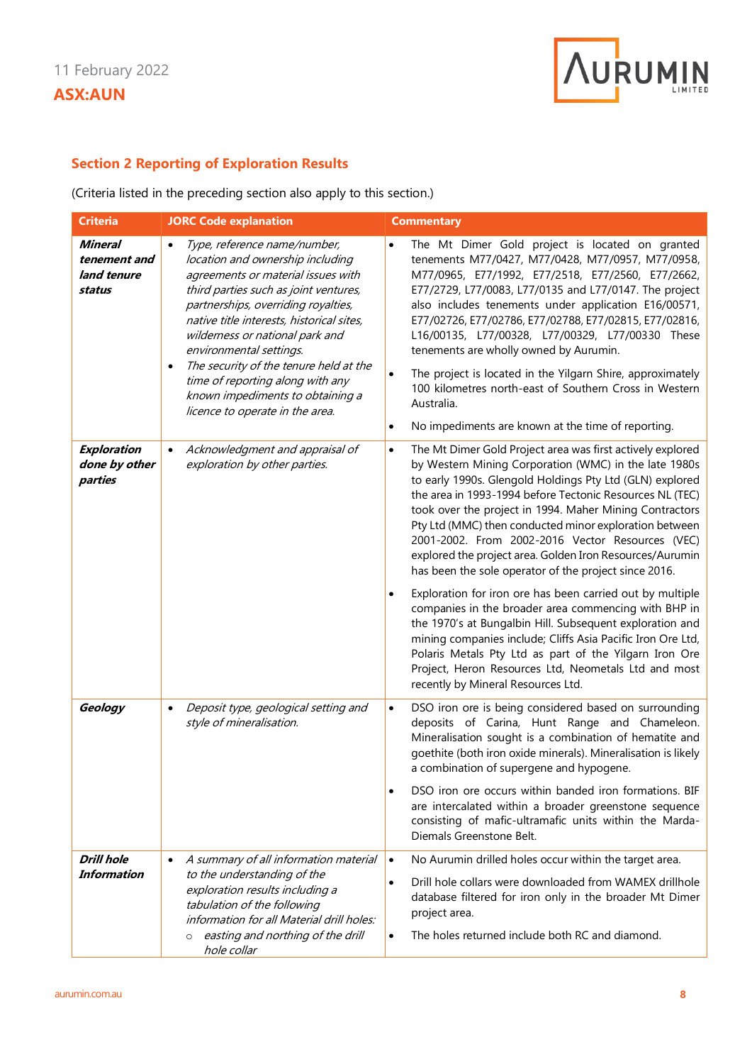## Section 2 Reporting of Exploration Results

(Criteria listed in the preceding section also apply to this section.)

| Criteria | JORC Code explanation | Commentary |
|---|---|---|
| ***Mineral tenement and land tenure status*** | • *Type, reference name/number, location and ownership including agreements or material issues with third parties such as joint ventures, partnerships, overriding royalties, native title interests, historical sites, wilderness or national park and environmental settings.*<br>• *The security of the tenure held at the time of reporting along with any known impediments to obtaining a licence to operate in the area.* | • The Mt Dimer Gold project is located on granted tenements M77/0427, M77/0428, M77/0957, M77/0958, M77/0965, E77/1992, E77/2518, E77/2560, E77/2662, E77/2729, L77/0083, L77/0135 and L77/0147. The project also includes tenements under application E16/00571, E77/02726, E77/02786, E77/02788, E77/02815, E77/02816, L16/00135, L77/00328, L77/00329, L77/00330 These tenements are wholly owned by Aurumin.<br>• The project is located in the Yilgarn Shire, approximately 100 kilometres north-east of Southern Cross in Western Australia.<br>• No impediments are known at the time of reporting. |
| ***Exploration done by other parties*** | • *Acknowledgment and appraisal of exploration by other parties.* | • The Mt Dimer Gold Project area was first actively explored by Western Mining Corporation (WMC) in the late 1980s to early 1990s. Glengold Holdings Pty Ltd (GLN) explored the area in 1993-1994 before Tectonic Resources NL (TEC) took over the project in 1994. Maher Mining Contractors Pty Ltd (MMC) then conducted minor exploration between 2001-2002. From 2002-2016 Vector Resources (VEC) explored the project area. Golden Iron Resources/Aurumin has been the sole operator of the project since 2016.<br>• Exploration for iron ore has been carried out by multiple companies in the broader area commencing with BHP in the 1970's at Bungalbin Hill. Subsequent exploration and mining companies include; Cliffs Asia Pacific Iron Ore Ltd, Polaris Metals Pty Ltd as part of the Yilgarn Iron Ore Project, Heron Resources Ltd, Neometals Ltd and most recently by Mineral Resources Ltd. |
| ***Geology*** | • *Deposit type, geological setting and style of mineralisation.* | • DSO iron ore is being considered based on surrounding deposits of Carina, Hunt Range and Chameleon. Mineralisation sought is a combination of hematite and goethite (both iron oxide minerals). Mineralisation is likely a combination of supergene and hypogene.<br>• DSO iron ore occurs within banded iron formations. BIF are intercalated within a broader greenstone sequence consisting of mafic-ultramafic units within the Marda-Diemals Greenstone Belt. |
| ***Drill hole Information*** | • *A summary of all information material to the understanding of the exploration results including a tabulation of the following information for all Material drill holes:*<br>&nbsp;&nbsp;○ *easting and northing of the drill hole collar* | • No Aurumin drilled holes occur within the target area.<br>• Drill hole collars were downloaded from WAMEX drillhole database filtered for iron only in the broader Mt Dimer project area.<br>• The holes returned include both RC and diamond. |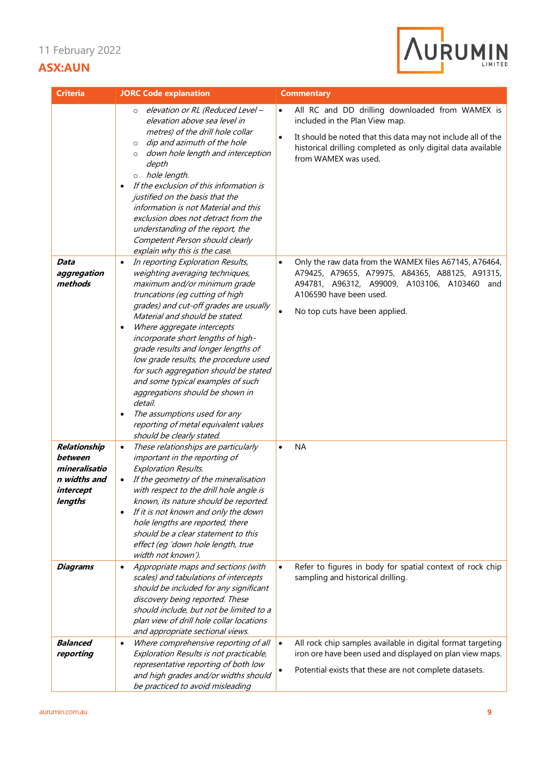| Criteria | JORC Code explanation | Commentary |
|---|---|---|
| | ○ *elevation or RL (Reduced Level – elevation above sea level in metres) of the drill hole collar*<br>○ *dip and azimuth of the hole*<br>○ *down hole length and interception depth*<br>○ *hole length.*<br>• *If the exclusion of this information is justified on the basis that the information is not Material and this exclusion does not detract from the understanding of the report, the Competent Person should clearly explain why this is the case.* | • All RC and DD drilling downloaded from WAMEX is included in the Plan View map.<br>• It should be noted that this data may not include all of the historical drilling completed as only digital data available from WAMEX was used. |
| ***Data aggregation methods*** | • *In reporting Exploration Results, weighting averaging techniques, maximum and/or minimum grade truncations (eg cutting of high grades) and cut-off grades are usually Material and should be stated.*<br>• *Where aggregate intercepts incorporate short lengths of high-grade results and longer lengths of low grade results, the procedure used for such aggregation should be stated and some typical examples of such aggregations should be shown in detail.*<br>• *The assumptions used for any reporting of metal equivalent values should be clearly stated.* | • Only the raw data from the WAMEX files A67145, A76464, A79425, A79655, A79975, A84365, A88125, A91315, A94781, A96312, A99009, A103106, A103460 and A106590 have been used.<br>• No top cuts have been applied. |
| ***Relationship between mineralisation widths and intercept lengths*** | • *These relationships are particularly important in the reporting of Exploration Results.*<br>• *If the geometry of the mineralisation with respect to the drill hole angle is known, its nature should be reported.*<br>• *If it is not known and only the down hole lengths are reported, there should be a clear statement to this effect (eg 'down hole length, true width not known').* | • NA |
| ***Diagrams*** | • *Appropriate maps and sections (with scales) and tabulations of intercepts should be included for any significant discovery being reported. These should include, but not be limited to a plan view of drill hole collar locations and appropriate sectional views.* | • Refer to figures in body for spatial context of rock chip sampling and historical drilling. |
| ***Balanced reporting*** | • *Where comprehensive reporting of all Exploration Results is not practicable, representative reporting of both low and high grades and/or widths should be practiced to avoid misleading* | • All rock chip samples available in digital format targeting iron ore have been used and displayed on plan view maps.<br>• Potential exists that these are not complete datasets. |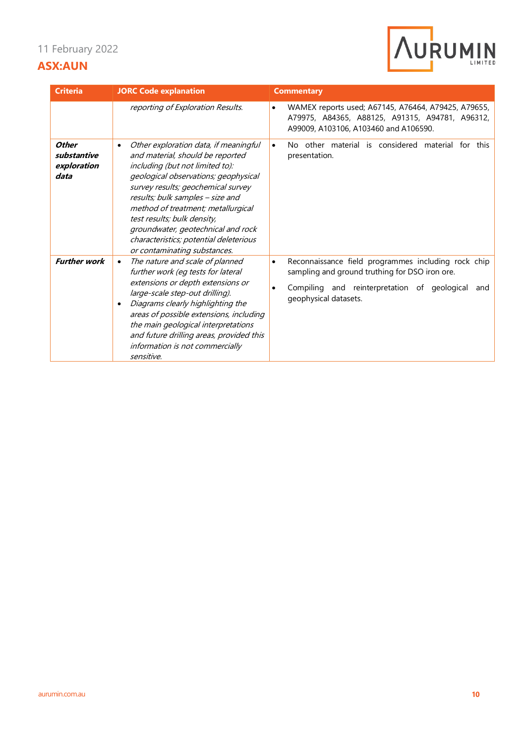| Criteria | JORC Code explanation | Commentary |
|---|---|---|
| | *reporting of Exploration Results.* | • WAMEX reports used; A67145, A76464, A79425, A79655, A79975, A84365, A88125, A91315, A94781, A96312, A99009, A103106, A103460 and A106590. |
| ***Other substantive exploration data*** | • *Other exploration data, if meaningful and material, should be reported including (but not limited to): geological observations; geophysical survey results; geochemical survey results; bulk samples – size and method of treatment; metallurgical test results; bulk density, groundwater, geotechnical and rock characteristics; potential deleterious or contaminating substances.* | • No other material is considered material for this presentation. |
| ***Further work*** | • *The nature and scale of planned further work (eg tests for lateral extensions or depth extensions or large-scale step-out drilling).* <br> • *Diagrams clearly highlighting the areas of possible extensions, including the main geological interpretations and future drilling areas, provided this information is not commercially sensitive.* | • Reconnaissance field programmes including rock chip sampling and ground truthing for DSO iron ore. <br> • Compiling and reinterpretation of geological and geophysical datasets. |